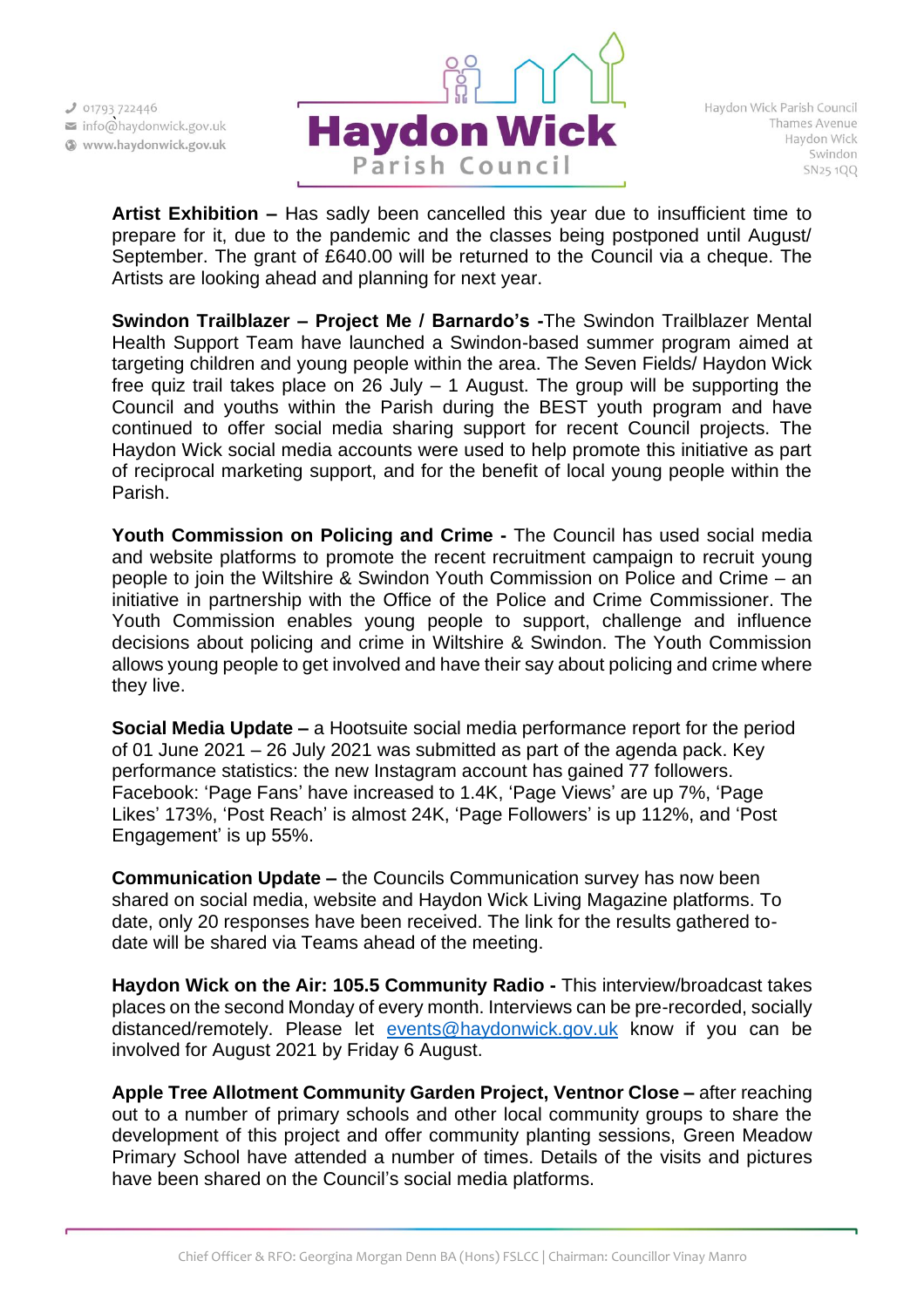**Artist Exhibition –** Has sadly been cancelled this year due to insufficient time to prepare for it, due to the pandemic and the classes being postponed until August/ September. The grant of £640.00 will be returned to the Council via a cheque. The Artists are looking ahead and planning for next year.

**Swindon Trailblazer – Project Me / Barnardo's -**The Swindon Trailblazer Mental Health Support Team have launched a Swindon-based summer program aimed at targeting children and young people within the area. The Seven Fields/ Haydon Wick free quiz trail takes place on 26 July – 1 August. The group will be supporting the Council and youths within the Parish during the BEST youth program and have continued to offer social media sharing support for recent Council projects. The Haydon Wick social media accounts were used to help promote this initiative as part of reciprocal marketing support, and for the benefit of local young people within the Parish.

**Youth Commission on Policing and Crime -** The Council has used social media and website platforms to promote the recent recruitment campaign to recruit young people to join the Wiltshire & Swindon Youth Commission on Police and Crime – an initiative in partnership with the Office of the Police and Crime Commissioner. The Youth Commission enables young people to support, challenge and influence decisions about policing and crime in Wiltshire & Swindon. The Youth Commission allows young people to get involved and have their say about policing and crime where they live.

**Social Media Update –** a Hootsuite social media performance report for the period of 01 June 2021 – 26 July 2021 was submitted as part of the agenda pack. Key performance statistics: the new Instagram account has gained 77 followers. Facebook: 'Page Fans' have increased to 1.4K, 'Page Views' are up 7%, 'Page Likes' 173%, 'Post Reach' is almost 24K, 'Page Followers' is up 112%, and 'Post Engagement' is up 55%.

**Communication Update –** the Councils Communication survey has now been shared on social media, website and Haydon Wick Living Magazine platforms. To date, only 20 responses have been received. The link for the results gathered to-date will be shared via Teams ahead of the meeting.

**Haydon Wick on the Air: 105.5 Community Radio -** This interview/broadcast takes places on the second Monday of every month. Interviews can be pre-recorded, socially distanced/remotely. Please let events@haydonwick.gov.uk know if you can be involved for August 2021 by Friday 6 August.

**Apple Tree Allotment Community Garden Project, Ventnor Close –** after reaching out to a number of primary schools and other local community groups to share the development of this project and offer community planting sessions, Green Meadow Primary School have attended a number of times. Details of the visits and pictures have been shared on the Council's social media platforms.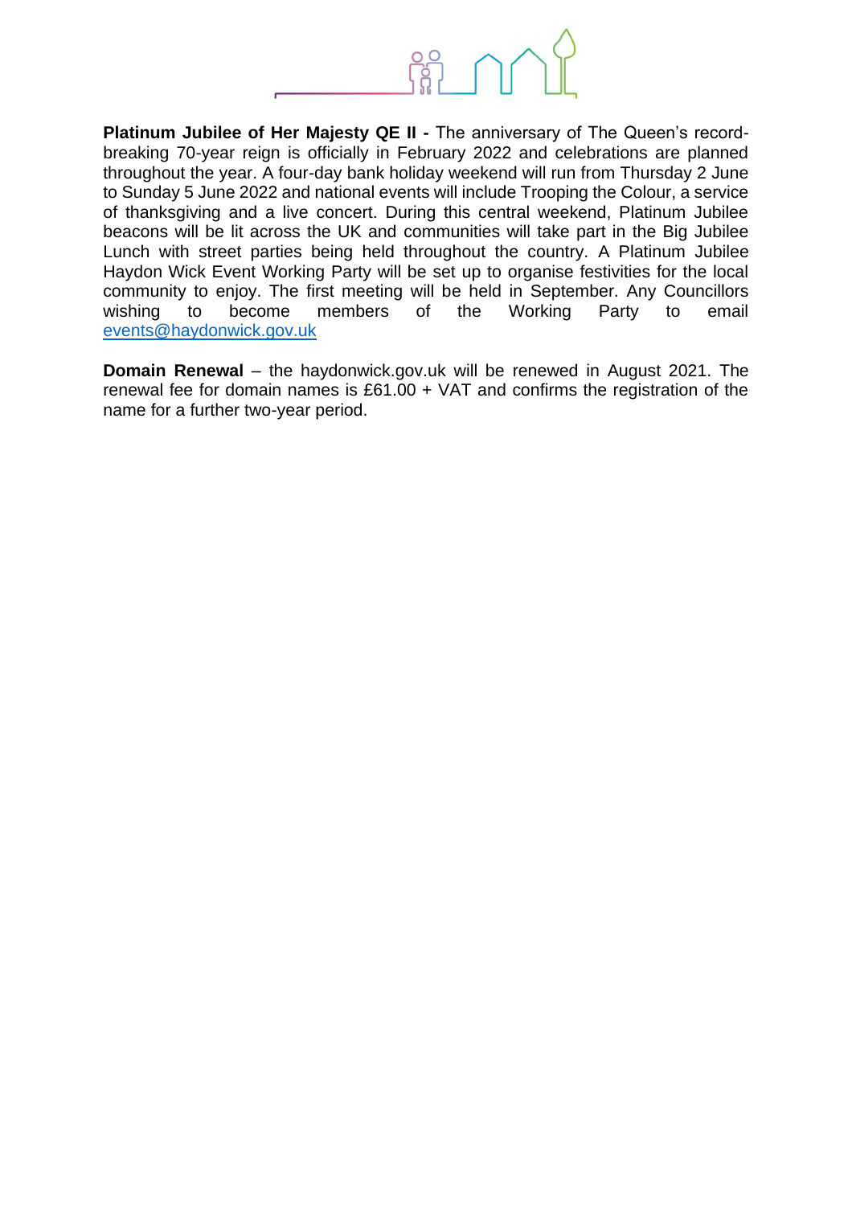**Platinum Jubilee of Her Majesty QE II -** The anniversary of The Queen's record-breaking 70-year reign is officially in February 2022 and celebrations are planned throughout the year. A four-day bank holiday weekend will run from Thursday 2 June to Sunday 5 June 2022 and national events will include Trooping the Colour, a service of thanksgiving and a live concert. During this central weekend, Platinum Jubilee beacons will be lit across the UK and communities will take part in the Big Jubilee Lunch with street parties being held throughout the country. A Platinum Jubilee Haydon Wick Event Working Party will be set up to organise festivities for the local community to enjoy. The first meeting will be held in September. Any Councillors wishing to become members of the Working Party to email events@haydonwick.gov.uk

**Domain Renewal** – the haydonwick.gov.uk will be renewed in August 2021. The renewal fee for domain names is £61.00 + VAT and confirms the registration of the name for a further two-year period.